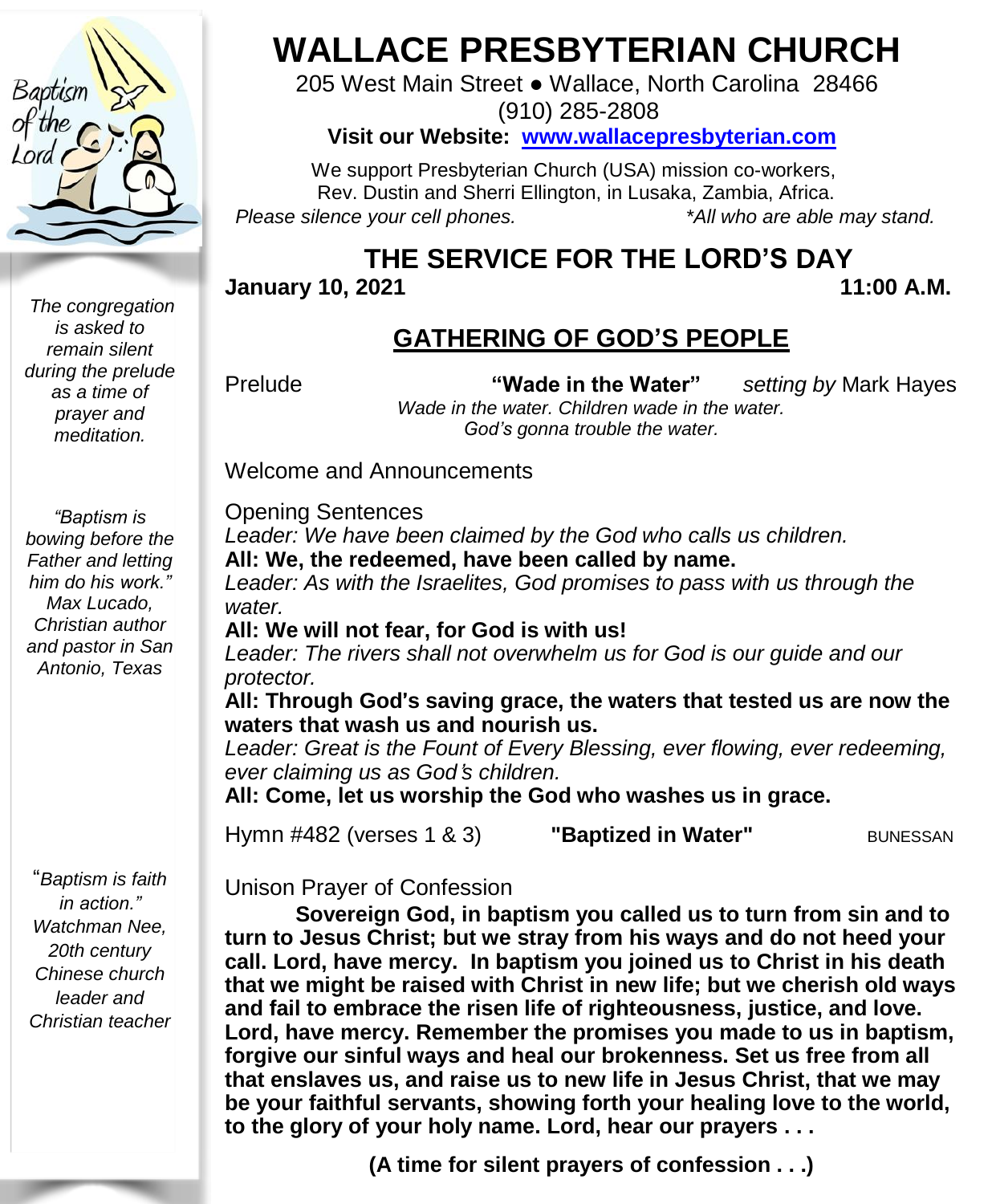# WALLACE PRESBYTERIAN CHURCH

205 West Main Street ● Wallace, North Carolina 28466

(910) 285-2808

**Visit our Website: www.wallacepresbyterian.com**

We support Presbyterian Church (USA) mission co-workers, Rev. Dustin and Sherri Ellington, in Lusaka, Zambia, Africa.

*Please silence your cell phones.* *\*All who are able may stand.*

## THE SERVICE FOR THE LORD'S DAY

**January 10, 2021** **11:00 A.M.**

*The congregation is asked to remain silent during the prelude as a time of prayer and meditation.*

### GATHERING OF GOD'S PEOPLE

Prelude **"Wade in the Water"** *setting by* Mark Hayes

*Wade in the water. Children wade in the water.*
*God's gonna trouble the water.*

Welcome and Announcements

*"Baptism is bowing before the Father and letting him do his work." Max Lucado, Christian author and pastor in San Antonio, Texas*

Opening Sentences

*Leader: We have been claimed by the God who calls us children.*

**All: We, the redeemed, have been called by name.**

*Leader: As with the Israelites, God promises to pass with us through the water.*

**All: We will not fear, for God is with us!**

*Leader: The rivers shall not overwhelm us for God is our guide and our protector.*

**All: Through God's saving grace, the waters that tested us are now the waters that wash us and nourish us.**

*Leader: Great is the Fount of Every Blessing, ever flowing, ever redeeming, ever claiming us as God's children.*

**All: Come, let us worship the God who washes us in grace.**

Hymn #482 (verses 1 & 3) **"Baptized in Water"** BUNESSAN

*"Baptism is faith in action." Watchman Nee, 20th century Chinese church leader and Christian teacher*

Unison Prayer of Confession

**Sovereign God, in baptism you called us to turn from sin and to turn to Jesus Christ; but we stray from his ways and do not heed your call. Lord, have mercy. In baptism you joined us to Christ in his death that we might be raised with Christ in new life; but we cherish old ways and fail to embrace the risen life of righteousness, justice, and love. Lord, have mercy. Remember the promises you made to us in baptism, forgive our sinful ways and heal our brokenness. Set us free from all that enslaves us, and raise us to new life in Jesus Christ, that we may be your faithful servants, showing forth your healing love to the world, to the glory of your holy name. Lord, hear our prayers . . .**

**(A time for silent prayers of confession . . .)**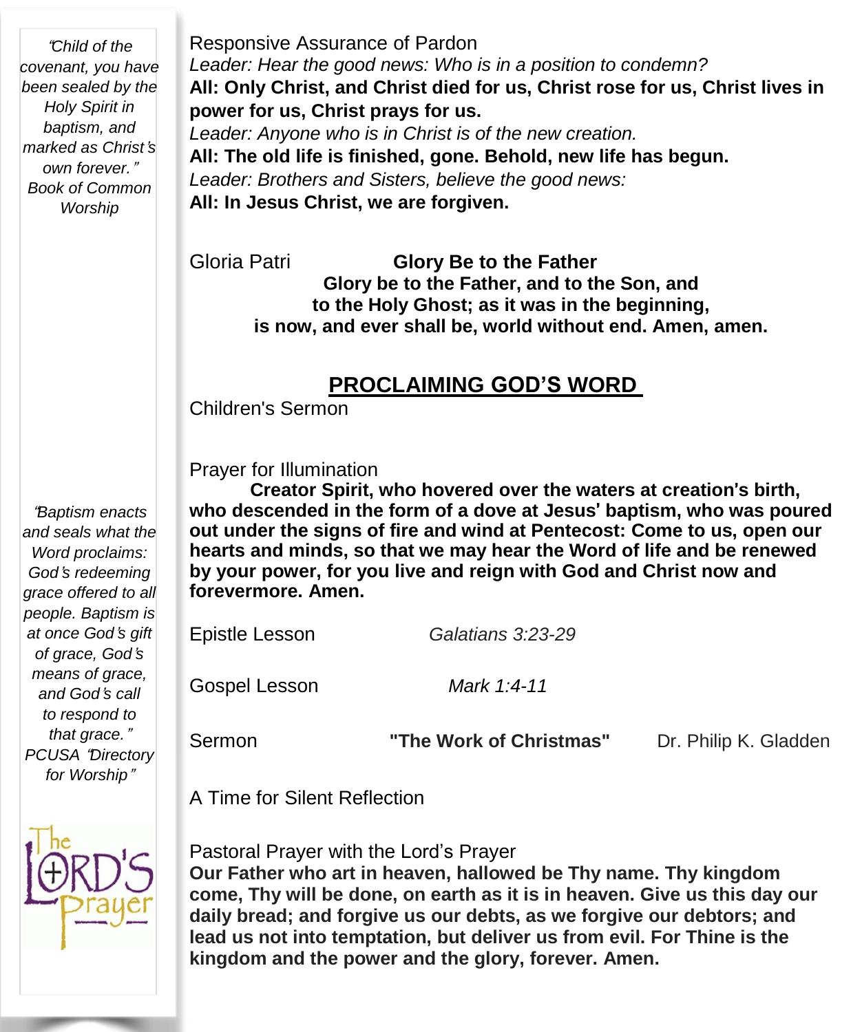*"Child of the covenant, you have been sealed by the Holy Spirit in baptism, and marked as Christ's own forever." Book of Common Worship*

*"Baptism enacts and seals what the Word proclaims: God's redeeming grace offered to all people. Baptism is at once God's gift of grace, God's means of grace, and God's call to respond to that grace." PCUSA "Directory for Worship"*

Responsive Assurance of Pardon

*Leader: Hear the good news: Who is in a position to condemn?*

**All: Only Christ, and Christ died for us, Christ rose for us, Christ lives in power for us, Christ prays for us.**

*Leader: Anyone who is in Christ is of the new creation.*

**All: The old life is finished, gone. Behold, new life has begun.**

*Leader: Brothers and Sisters, believe the good news:*

**All: In Jesus Christ, we are forgiven.**

Gloria Patri **Glory Be to the Father**

**Glory be to the Father, and to the Son, and to the Holy Ghost; as it was in the beginning, is now, and ever shall be, world without end. Amen, amen.**

## PROCLAIMING GOD'S WORD

Children's Sermon

Prayer for Illumination

**Creator Spirit, who hovered over the waters at creation's birth, who descended in the form of a dove at Jesus' baptism, who was poured out under the signs of fire and wind at Pentecost: Come to us, open our hearts and minds, so that we may hear the Word of life and be renewed by your power, for you live and reign with God and Christ now and forevermore. Amen.**

Epistle Lesson *Galatians 3:23-29*

Gospel Lesson *Mark 1:4-11*

Sermon **"The Work of Christmas"** Dr. Philip K. Gladden

A Time for Silent Reflection

Pastoral Prayer with the Lord's Prayer

**Our Father who art in heaven, hallowed be Thy name. Thy kingdom come, Thy will be done, on earth as it is in heaven. Give us this day our daily bread; and forgive us our debts, as we forgive our debtors; and lead us not into temptation, but deliver us from evil. For Thine is the kingdom and the power and the glory, forever. Amen.**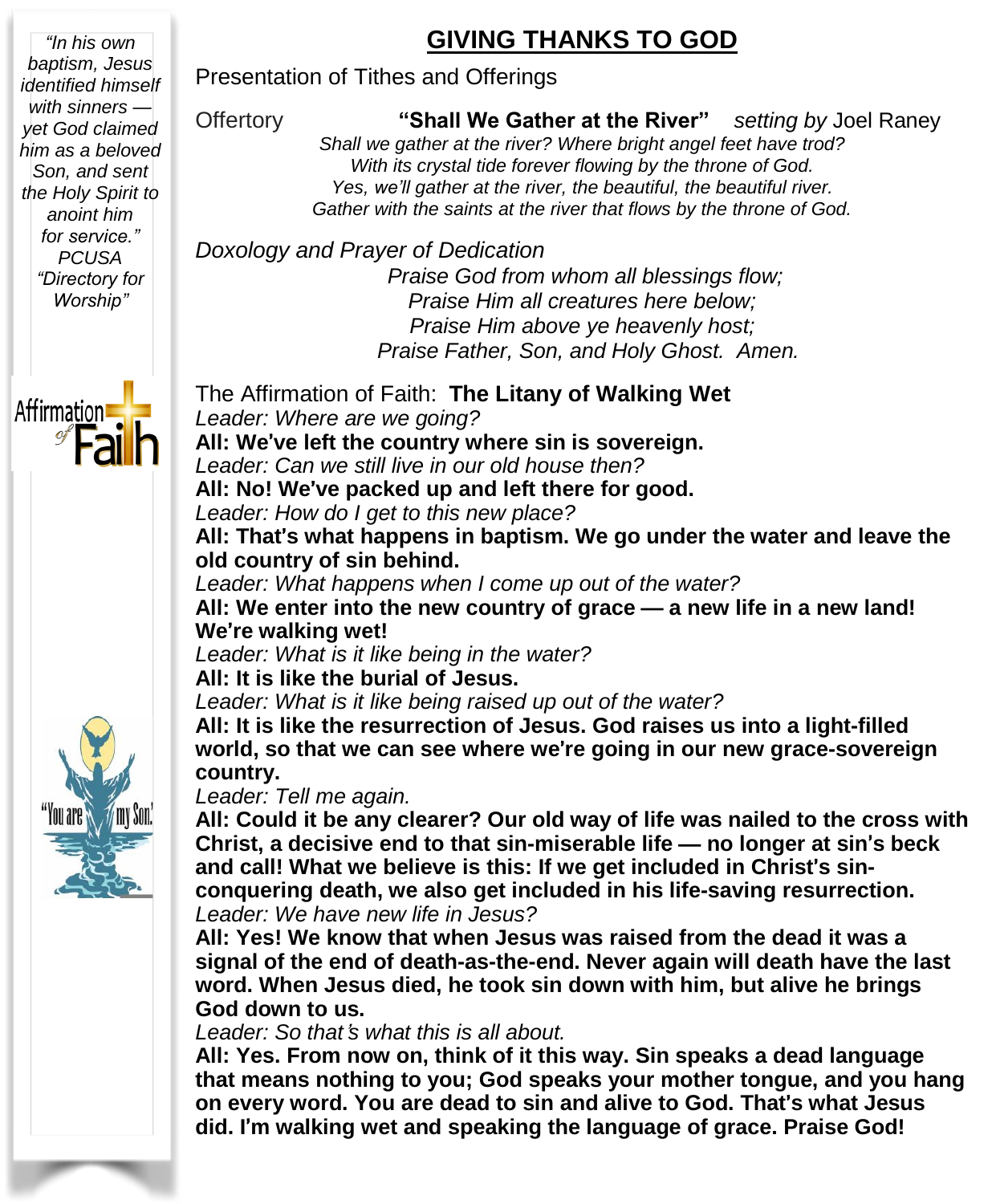*"In his own baptism, Jesus identified himself with sinners — yet God claimed him as a beloved Son, and sent the Holy Spirit to anoint him for service." PCUSA "Directory for Worship"*

# GIVING THANKS TO GOD

Presentation of Tithes and Offerings

Offertory **"Shall We Gather at the River"** *setting by* Joel Raney

*Shall we gather at the river? Where bright angel feet have trod?*
*With its crystal tide forever flowing by the throne of God.*
*Yes, we'll gather at the river, the beautiful, the beautiful river.*
*Gather with the saints at the river that flows by the throne of God.*

*Doxology and Prayer of Dedication*

*Praise God from whom all blessings flow;*
*Praise Him all creatures here below;*
*Praise Him above ye heavenly host;*
*Praise Father, Son, and Holy Ghost. Amen.*

The Affirmation of Faith: **The Litany of Walking Wet**

*Leader: Where are we going?*
**All: We've left the country where sin is sovereign.**
*Leader: Can we still live in our old house then?*
**All: No! We've packed up and left there for good.**
*Leader: How do I get to this new place?*
**All: That's what happens in baptism. We go under the water and leave the old country of sin behind.**
*Leader: What happens when I come up out of the water?*
**All: We enter into the new country of grace — a new life in a new land! We're walking wet!**
*Leader: What is it like being in the water?*
**All: It is like the burial of Jesus.**
*Leader: What is it like being raised up out of the water?*
**All: It is like the resurrection of Jesus. God raises us into a light-filled world, so that we can see where we're going in our new grace-sovereign country.**
*Leader: Tell me again.*
**All: Could it be any clearer? Our old way of life was nailed to the cross with Christ, a decisive end to that sin-miserable life — no longer at sin's beck and call! What we believe is this: If we get included in Christ's sin-conquering death, we also get included in his life-saving resurrection.**
*Leader: We have new life in Jesus?*
**All: Yes! We know that when Jesus was raised from the dead it was a signal of the end of death-as-the-end. Never again will death have the last word. When Jesus died, he took sin down with him, but alive he brings God down to us.**
*Leader: So that's what this is all about.*
**All: Yes. From now on, think of it this way. Sin speaks a dead language that means nothing to you; God speaks your mother tongue, and you hang on every word. You are dead to sin and alive to God. That's what Jesus did. I'm walking wet and speaking the language of grace. Praise God!**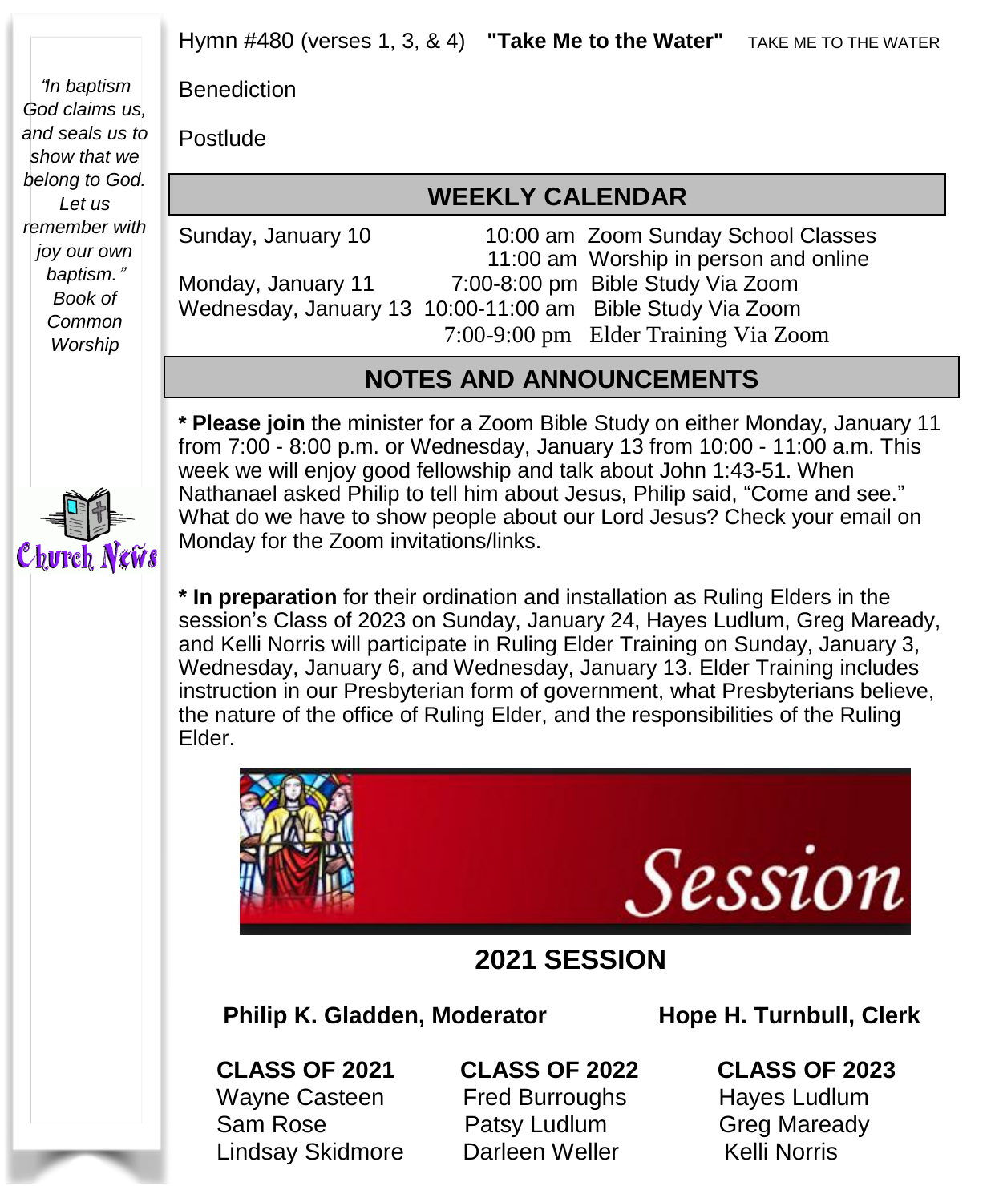*"In baptism God claims us, and seals us to show that we belong to God. Let us remember with joy our own baptism." Book of Common Worship*

Hymn #480 (verses 1, 3, & 4) **"Take Me to the Water"** TAKE ME TO THE WATER

Benediction

Postlude

## WEEKLY CALENDAR

| | | |
|---|---|---|
| Sunday, January 10 | 10:00 am | Zoom Sunday School Classes |
| | 11:00 am | Worship in person and online |
| Monday, January 11 | 7:00-8:00 pm | Bible Study Via Zoom |
| Wednesday, January 13 | 10:00-11:00 am | Bible Study Via Zoom |
| | 7:00-9:00 pm | Elder Training Via Zoom |

## NOTES AND ANNOUNCEMENTS

**\* Please join** the minister for a Zoom Bible Study on either Monday, January 11 from 7:00 - 8:00 p.m. or Wednesday, January 13 from 10:00 - 11:00 a.m. This week we will enjoy good fellowship and talk about John 1:43-51. When Nathanael asked Philip to tell him about Jesus, Philip said, "Come and see." What do we have to show people about our Lord Jesus? Check your email on Monday for the Zoom invitations/links.

**\* In preparation** for their ordination and installation as Ruling Elders in the session's Class of 2023 on Sunday, January 24, Hayes Ludlum, Greg Maready, and Kelli Norris will participate in Ruling Elder Training on Sunday, January 3, Wednesday, January 6, and Wednesday, January 13. Elder Training includes instruction in our Presbyterian form of government, what Presbyterians believe, the nature of the office of Ruling Elder, and the responsibilities of the Ruling Elder.

## 2021 SESSION

**Philip K. Gladden, Moderator** **Hope H. Turnbull, Clerk**

| **CLASS OF 2021** | **CLASS OF 2022** | **CLASS OF 2023** |
|---|---|---|
| Wayne Casteen | Fred Burroughs | Hayes Ludlum |
| Sam Rose | Patsy Ludlum | Greg Maready |
| Lindsay Skidmore | Darleen Weller | Kelli Norris |